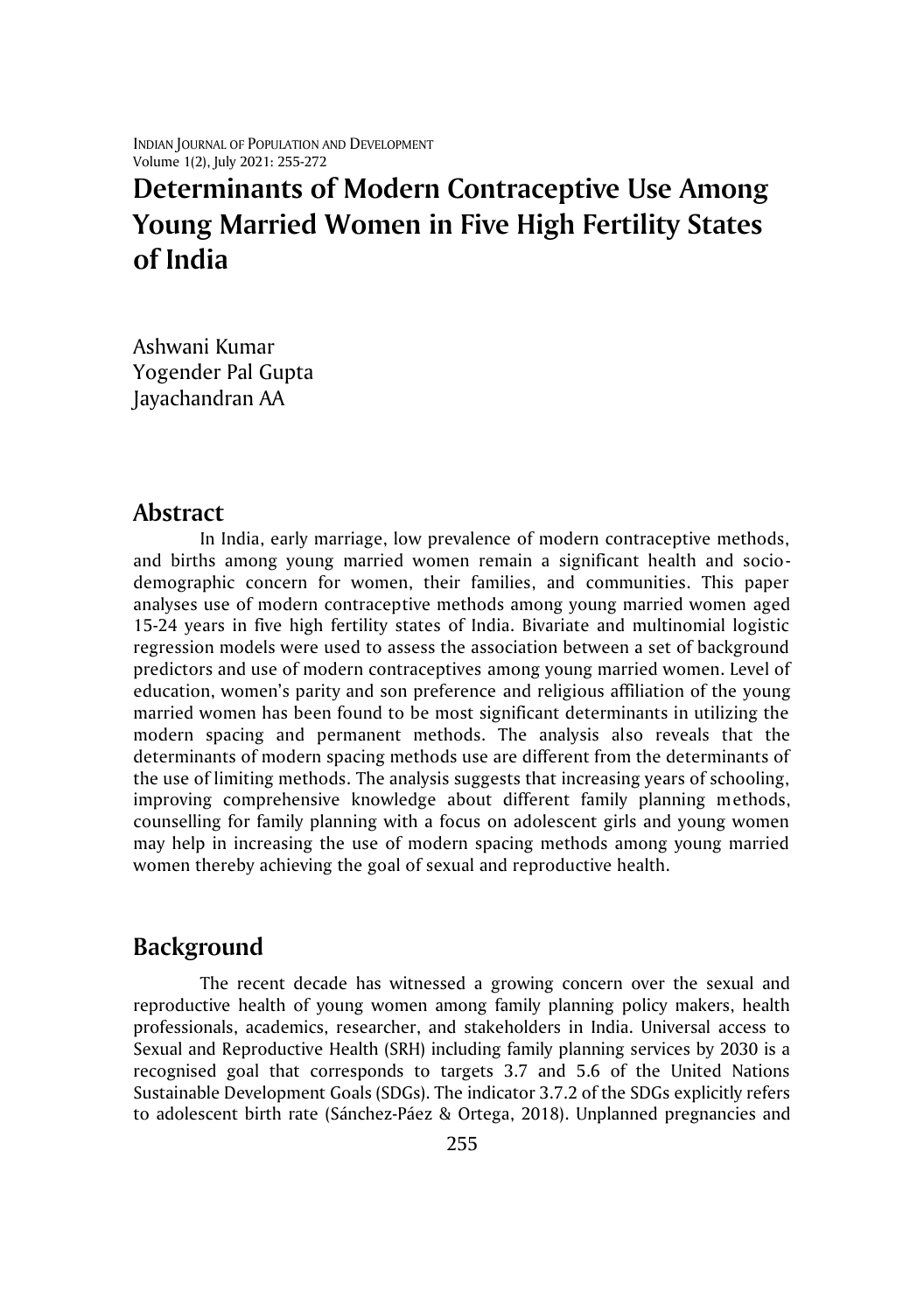# Determinants of Modern Contraceptive Use Among Young Married Women in Five High Fertility States of India

Ashwani Kumar
Yogender Pal Gupta
Jayachandran AA

## Abstract

In India, early marriage, low prevalence of modern contraceptive methods, and births among young married women remain a significant health and socio-demographic concern for women, their families, and communities. This paper analyses use of modern contraceptive methods among young married women aged 15-24 years in five high fertility states of India. Bivariate and multinomial logistic regression models were used to assess the association between a set of background predictors and use of modern contraceptives among young married women. Level of education, women's parity and son preference and religious affiliation of the young married women has been found to be most significant determinants in utilizing the modern spacing and permanent methods. The analysis also reveals that the determinants of modern spacing methods use are different from the determinants of the use of limiting methods. The analysis suggests that increasing years of schooling, improving comprehensive knowledge about different family planning methods, counselling for family planning with a focus on adolescent girls and young women may help in increasing the use of modern spacing methods among young married women thereby achieving the goal of sexual and reproductive health.

## Background

The recent decade has witnessed a growing concern over the sexual and reproductive health of young women among family planning policy makers, health professionals, academics, researcher, and stakeholders in India. Universal access to Sexual and Reproductive Health (SRH) including family planning services by 2030 is a recognised goal that corresponds to targets 3.7 and 5.6 of the United Nations Sustainable Development Goals (SDGs). The indicator 3.7.2 of the SDGs explicitly refers to adolescent birth rate (Sánchez-Páez & Ortega, 2018). Unplanned pregnancies and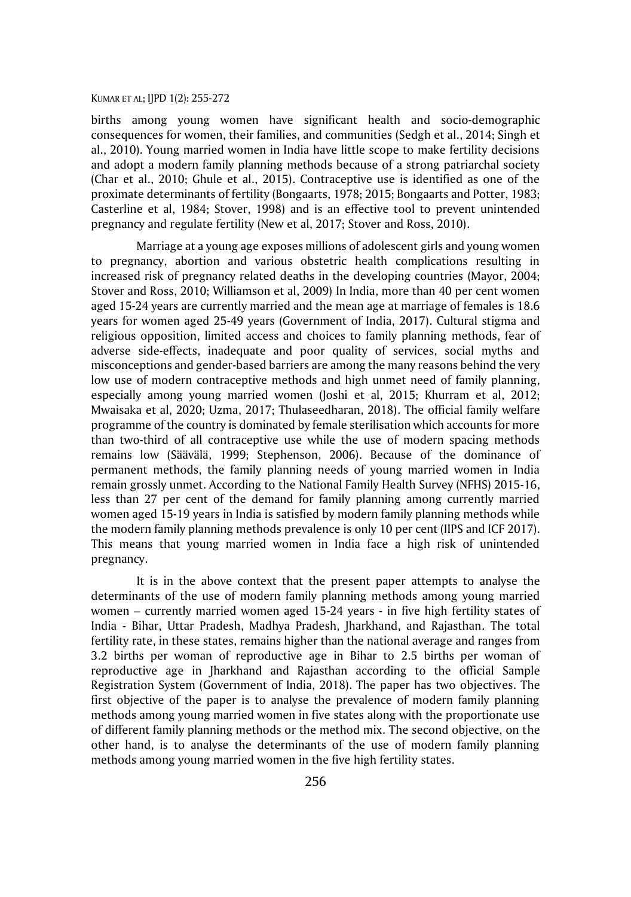births among young women have significant health and socio-demographic consequences for women, their families, and communities (Sedgh et al., 2014; Singh et al., 2010). Young married women in India have little scope to make fertility decisions and adopt a modern family planning methods because of a strong patriarchal society (Char et al., 2010; Ghule et al., 2015). Contraceptive use is identified as one of the proximate determinants of fertility (Bongaarts, 1978; 2015; Bongaarts and Potter, 1983; Casterline et al, 1984; Stover, 1998) and is an effective tool to prevent unintended pregnancy and regulate fertility (New et al, 2017; Stover and Ross, 2010).

Marriage at a young age exposes millions of adolescent girls and young women to pregnancy, abortion and various obstetric health complications resulting in increased risk of pregnancy related deaths in the developing countries (Mayor, 2004; Stover and Ross, 2010; Williamson et al, 2009) In India, more than 40 per cent women aged 15-24 years are currently married and the mean age at marriage of females is 18.6 years for women aged 25-49 years (Government of India, 2017). Cultural stigma and religious opposition, limited access and choices to family planning methods, fear of adverse side-effects, inadequate and poor quality of services, social myths and misconceptions and gender-based barriers are among the many reasons behind the very low use of modern contraceptive methods and high unmet need of family planning, especially among young married women (Joshi et al, 2015; Khurram et al, 2012; Mwaisaka et al, 2020; Uzma, 2017; Thulaseedharan, 2018). The official family welfare programme of the country is dominated by female sterilisation which accounts for more than two-third of all contraceptive use while the use of modern spacing methods remains low (Säävälä, 1999; Stephenson, 2006). Because of the dominance of permanent methods, the family planning needs of young married women in India remain grossly unmet. According to the National Family Health Survey (NFHS) 2015-16, less than 27 per cent of the demand for family planning among currently married women aged 15-19 years in India is satisfied by modern family planning methods while the modern family planning methods prevalence is only 10 per cent (IIPS and ICF 2017). This means that young married women in India face a high risk of unintended pregnancy.

It is in the above context that the present paper attempts to analyse the determinants of the use of modern family planning methods among young married women – currently married women aged 15-24 years - in five high fertility states of India - Bihar, Uttar Pradesh, Madhya Pradesh, Jharkhand, and Rajasthan. The total fertility rate, in these states, remains higher than the national average and ranges from 3.2 births per woman of reproductive age in Bihar to 2.5 births per woman of reproductive age in Jharkhand and Rajasthan according to the official Sample Registration System (Government of India, 2018). The paper has two objectives. The first objective of the paper is to analyse the prevalence of modern family planning methods among young married women in five states along with the proportionate use of different family planning methods or the method mix. The second objective, on the other hand, is to analyse the determinants of the use of modern family planning methods among young married women in the five high fertility states.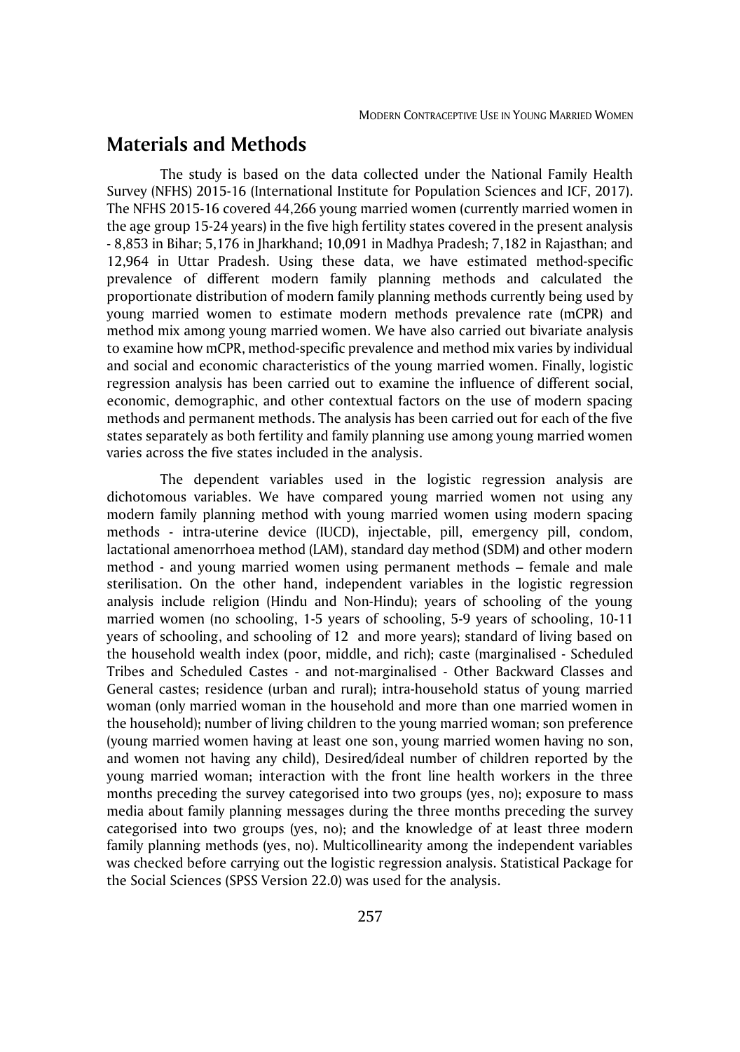## Materials and Methods

The study is based on the data collected under the National Family Health Survey (NFHS) 2015-16 (International Institute for Population Sciences and ICF, 2017). The NFHS 2015-16 covered 44,266 young married women (currently married women in the age group 15-24 years) in the five high fertility states covered in the present analysis - 8,853 in Bihar; 5,176 in Jharkhand; 10,091 in Madhya Pradesh; 7,182 in Rajasthan; and 12,964 in Uttar Pradesh. Using these data, we have estimated method-specific prevalence of different modern family planning methods and calculated the proportionate distribution of modern family planning methods currently being used by young married women to estimate modern methods prevalence rate (mCPR) and method mix among young married women. We have also carried out bivariate analysis to examine how mCPR, method-specific prevalence and method mix varies by individual and social and economic characteristics of the young married women. Finally, logistic regression analysis has been carried out to examine the influence of different social, economic, demographic, and other contextual factors on the use of modern spacing methods and permanent methods. The analysis has been carried out for each of the five states separately as both fertility and family planning use among young married women varies across the five states included in the analysis.

The dependent variables used in the logistic regression analysis are dichotomous variables. We have compared young married women not using any modern family planning method with young married women using modern spacing methods - intra-uterine device (IUCD), injectable, pill, emergency pill, condom, lactational amenorrhoea method (LAM), standard day method (SDM) and other modern method - and young married women using permanent methods – female and male sterilisation. On the other hand, independent variables in the logistic regression analysis include religion (Hindu and Non-Hindu); years of schooling of the young married women (no schooling, 1-5 years of schooling, 5-9 years of schooling, 10-11 years of schooling, and schooling of 12 and more years); standard of living based on the household wealth index (poor, middle, and rich); caste (marginalised - Scheduled Tribes and Scheduled Castes - and not-marginalised - Other Backward Classes and General castes; residence (urban and rural); intra-household status of young married woman (only married woman in the household and more than one married women in the household); number of living children to the young married woman; son preference (young married women having at least one son, young married women having no son, and women not having any child), Desired/ideal number of children reported by the young married woman; interaction with the front line health workers in the three months preceding the survey categorised into two groups (yes, no); exposure to mass media about family planning messages during the three months preceding the survey categorised into two groups (yes, no); and the knowledge of at least three modern family planning methods (yes, no). Multicollinearity among the independent variables was checked before carrying out the logistic regression analysis. Statistical Package for the Social Sciences (SPSS Version 22.0) was used for the analysis.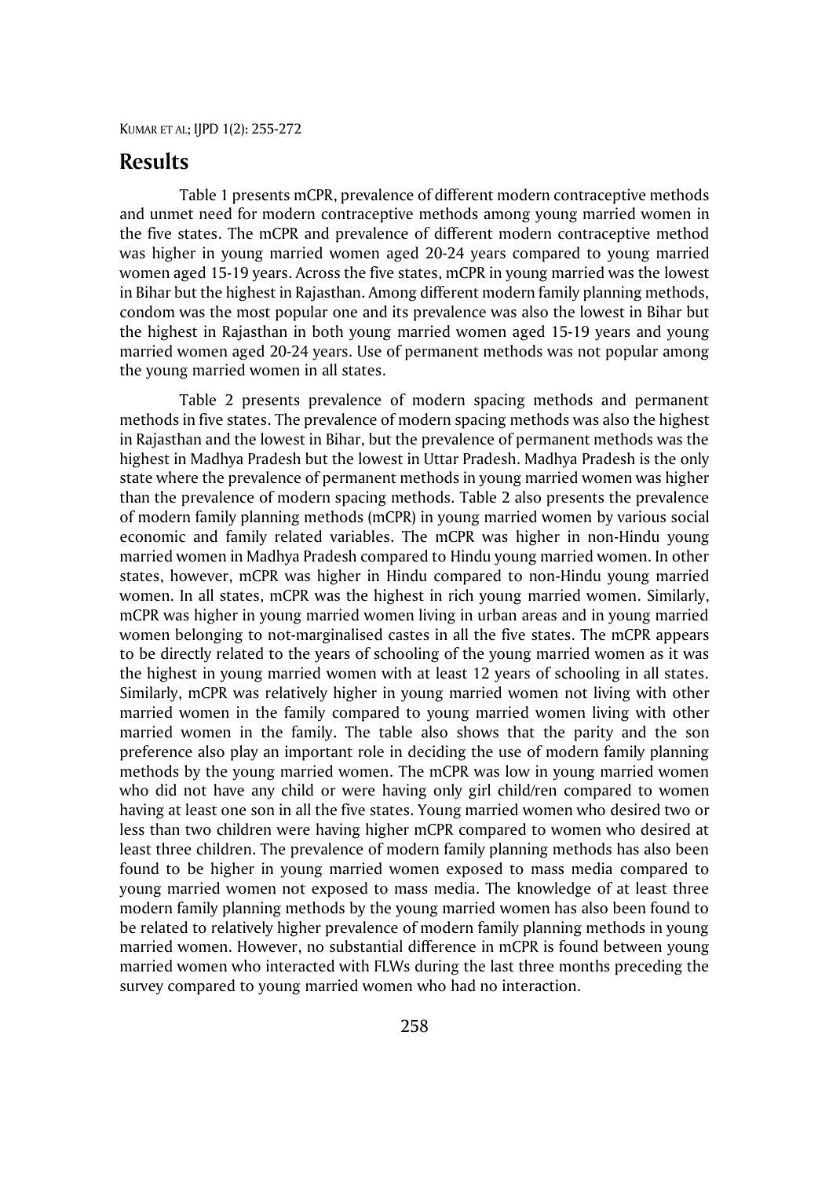## Results

Table 1 presents mCPR, prevalence of different modern contraceptive methods and unmet need for modern contraceptive methods among young married women in the five states. The mCPR and prevalence of different modern contraceptive method was higher in young married women aged 20-24 years compared to young married women aged 15-19 years. Across the five states, mCPR in young married was the lowest in Bihar but the highest in Rajasthan. Among different modern family planning methods, condom was the most popular one and its prevalence was also the lowest in Bihar but the highest in Rajasthan in both young married women aged 15-19 years and young married women aged 20-24 years. Use of permanent methods was not popular among the young married women in all states.

Table 2 presents prevalence of modern spacing methods and permanent methods in five states. The prevalence of modern spacing methods was also the highest in Rajasthan and the lowest in Bihar, but the prevalence of permanent methods was the highest in Madhya Pradesh but the lowest in Uttar Pradesh. Madhya Pradesh is the only state where the prevalence of permanent methods in young married women was higher than the prevalence of modern spacing methods. Table 2 also presents the prevalence of modern family planning methods (mCPR) in young married women by various social economic and family related variables. The mCPR was higher in non-Hindu young married women in Madhya Pradesh compared to Hindu young married women. In other states, however, mCPR was higher in Hindu compared to non-Hindu young married women. In all states, mCPR was the highest in rich young married women. Similarly, mCPR was higher in young married women living in urban areas and in young married women belonging to not-marginalised castes in all the five states. The mCPR appears to be directly related to the years of schooling of the young married women as it was the highest in young married women with at least 12 years of schooling in all states. Similarly, mCPR was relatively higher in young married women not living with other married women in the family compared to young married women living with other married women in the family. The table also shows that the parity and the son preference also play an important role in deciding the use of modern family planning methods by the young married women. The mCPR was low in young married women who did not have any child or were having only girl child/ren compared to women having at least one son in all the five states. Young married women who desired two or less than two children were having higher mCPR compared to women who desired at least three children. The prevalence of modern family planning methods has also been found to be higher in young married women exposed to mass media compared to young married women not exposed to mass media. The knowledge of at least three modern family planning methods by the young married women has also been found to be related to relatively higher prevalence of modern family planning methods in young married women. However, no substantial difference in mCPR is found between young married women who interacted with FLWs during the last three months preceding the survey compared to young married women who had no interaction.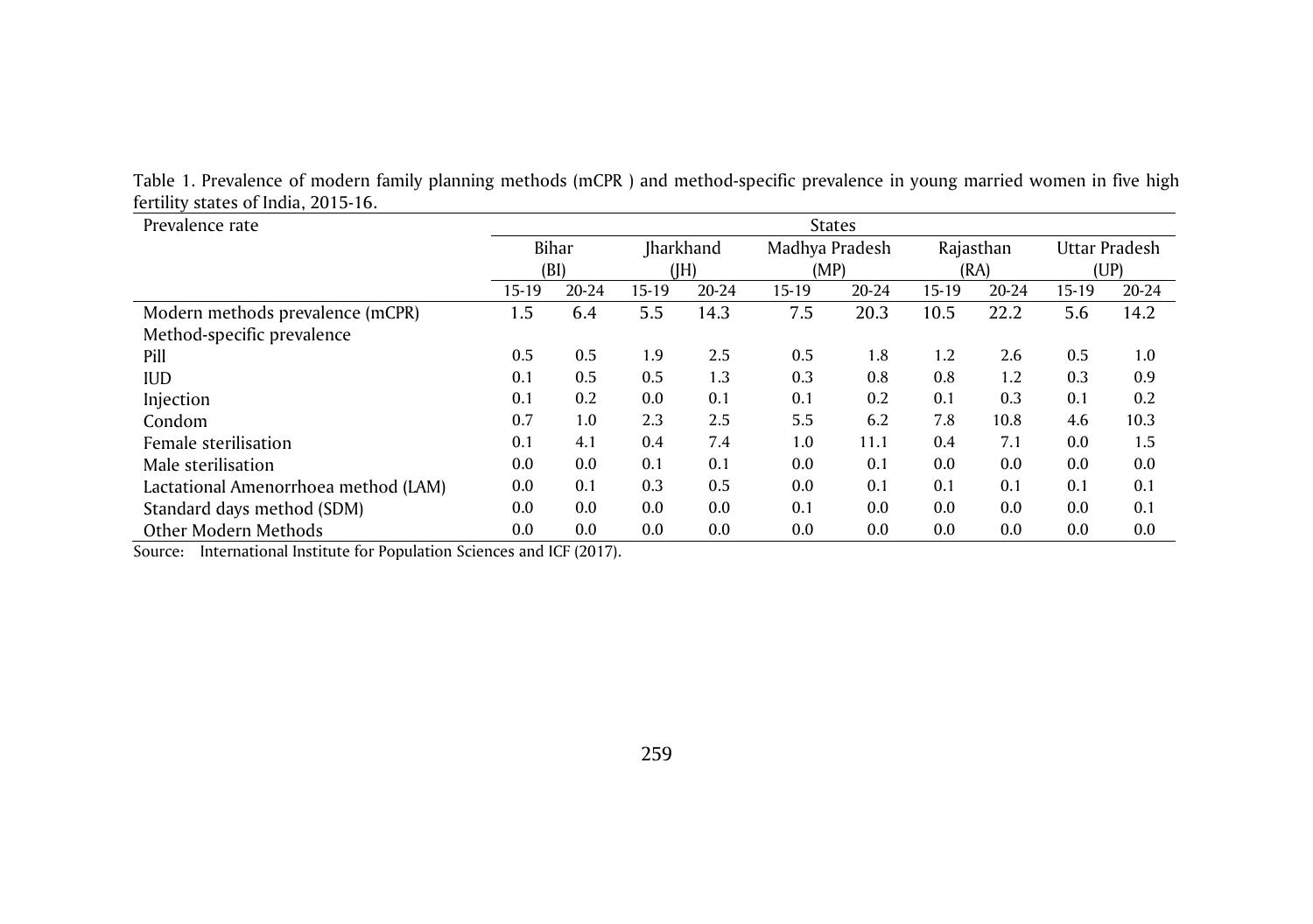Table 1. Prevalence of modern family planning methods (mCPR ) and method-specific prevalence in young married women in five high fertility states of India, 2015-16.

| Prevalence rate | States | | | | | | | | | |
|---|---|---|---|---|---|---|---|---|---|---|
| | Bihar (BI) | | Jharkhand (JH) | | Madhya Pradesh (MP) | | Rajasthan (RA) | | Uttar Pradesh (UP) | |
| | 15-19 | 20-24 | 15-19 | 20-24 | 15-19 | 20-24 | 15-19 | 20-24 | 15-19 | 20-24 |
| Modern methods prevalence (mCPR) | 1.5 | 6.4 | 5.5 | 14.3 | 7.5 | 20.3 | 10.5 | 22.2 | 5.6 | 14.2 |
| Method-specific prevalence | | | | | | | | | | |
| Pill | 0.5 | 0.5 | 1.9 | 2.5 | 0.5 | 1.8 | 1.2 | 2.6 | 0.5 | 1.0 |
| IUD | 0.1 | 0.5 | 0.5 | 1.3 | 0.3 | 0.8 | 0.8 | 1.2 | 0.3 | 0.9 |
| Injection | 0.1 | 0.2 | 0.0 | 0.1 | 0.1 | 0.2 | 0.1 | 0.3 | 0.1 | 0.2 |
| Condom | 0.7 | 1.0 | 2.3 | 2.5 | 5.5 | 6.2 | 7.8 | 10.8 | 4.6 | 10.3 |
| Female sterilisation | 0.1 | 4.1 | 0.4 | 7.4 | 1.0 | 11.1 | 0.4 | 7.1 | 0.0 | 1.5 |
| Male sterilisation | 0.0 | 0.0 | 0.1 | 0.1 | 0.0 | 0.1 | 0.0 | 0.0 | 0.0 | 0.0 |
| Lactational Amenorrhoea method (LAM) | 0.0 | 0.1 | 0.3 | 0.5 | 0.0 | 0.1 | 0.1 | 0.1 | 0.1 | 0.1 |
| Standard days method (SDM) | 0.0 | 0.0 | 0.0 | 0.0 | 0.1 | 0.0 | 0.0 | 0.0 | 0.0 | 0.1 |
| Other Modern Methods | 0.0 | 0.0 | 0.0 | 0.0 | 0.0 | 0.0 | 0.0 | 0.0 | 0.0 | 0.0 |

Source: International Institute for Population Sciences and ICF (2017).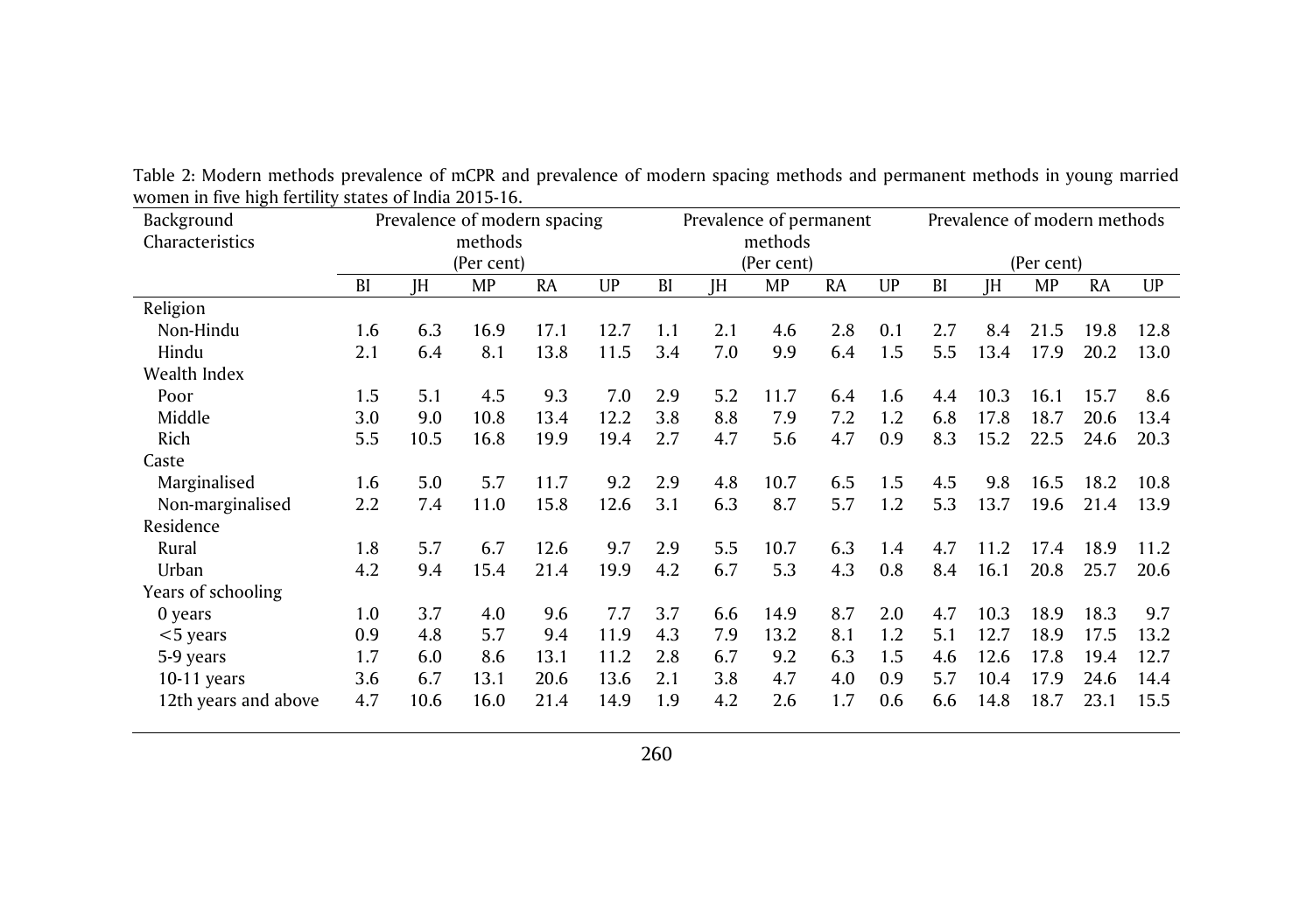Table 2: Modern methods prevalence of mCPR and prevalence of modern spacing methods and permanent methods in young married women in five high fertility states of India 2015-16.

| Background Characteristics | Prevalence of modern spacing methods (Per cent) | | | | | Prevalence of permanent methods (Per cent) | | | | | Prevalence of modern methods (Per cent) | | | | |
|---|---|---|---|---|---|---|---|---|---|---|---|---|---|---|---|
| | BI | JH | MP | RA | UP | BI | JH | MP | RA | UP | BI | JH | MP | RA | UP |
| Religion | | | | | | | | | | | | | | | |
| Non-Hindu | 1.6 | 6.3 | 16.9 | 17.1 | 12.7 | 1.1 | 2.1 | 4.6 | 2.8 | 0.1 | 2.7 | 8.4 | 21.5 | 19.8 | 12.8 |
| Hindu | 2.1 | 6.4 | 8.1 | 13.8 | 11.5 | 3.4 | 7.0 | 9.9 | 6.4 | 1.5 | 5.5 | 13.4 | 17.9 | 20.2 | 13.0 |
| Wealth Index | | | | | | | | | | | | | | | |
| Poor | 1.5 | 5.1 | 4.5 | 9.3 | 7.0 | 2.9 | 5.2 | 11.7 | 6.4 | 1.6 | 4.4 | 10.3 | 16.1 | 15.7 | 8.6 |
| Middle | 3.0 | 9.0 | 10.8 | 13.4 | 12.2 | 3.8 | 8.8 | 7.9 | 7.2 | 1.2 | 6.8 | 17.8 | 18.7 | 20.6 | 13.4 |
| Rich | 5.5 | 10.5 | 16.8 | 19.9 | 19.4 | 2.7 | 4.7 | 5.6 | 4.7 | 0.9 | 8.3 | 15.2 | 22.5 | 24.6 | 20.3 |
| Caste | | | | | | | | | | | | | | | |
| Marginalised | 1.6 | 5.0 | 5.7 | 11.7 | 9.2 | 2.9 | 4.8 | 10.7 | 6.5 | 1.5 | 4.5 | 9.8 | 16.5 | 18.2 | 10.8 |
| Non-marginalised | 2.2 | 7.4 | 11.0 | 15.8 | 12.6 | 3.1 | 6.3 | 8.7 | 5.7 | 1.2 | 5.3 | 13.7 | 19.6 | 21.4 | 13.9 |
| Residence | | | | | | | | | | | | | | | |
| Rural | 1.8 | 5.7 | 6.7 | 12.6 | 9.7 | 2.9 | 5.5 | 10.7 | 6.3 | 1.4 | 4.7 | 11.2 | 17.4 | 18.9 | 11.2 |
| Urban | 4.2 | 9.4 | 15.4 | 21.4 | 19.9 | 4.2 | 6.7 | 5.3 | 4.3 | 0.8 | 8.4 | 16.1 | 20.8 | 25.7 | 20.6 |
| Years of schooling | | | | | | | | | | | | | | | |
| 0 years | 1.0 | 3.7 | 4.0 | 9.6 | 7.7 | 3.7 | 6.6 | 14.9 | 8.7 | 2.0 | 4.7 | 10.3 | 18.9 | 18.3 | 9.7 |
| <5 years | 0.9 | 4.8 | 5.7 | 9.4 | 11.9 | 4.3 | 7.9 | 13.2 | 8.1 | 1.2 | 5.1 | 12.7 | 18.9 | 17.5 | 13.2 |
| 5-9 years | 1.7 | 6.0 | 8.6 | 13.1 | 11.2 | 2.8 | 6.7 | 9.2 | 6.3 | 1.5 | 4.6 | 12.6 | 17.8 | 19.4 | 12.7 |
| 10-11 years | 3.6 | 6.7 | 13.1 | 20.6 | 13.6 | 2.1 | 3.8 | 4.7 | 4.0 | 0.9 | 5.7 | 10.4 | 17.9 | 24.6 | 14.4 |
| 12th years and above | 4.7 | 10.6 | 16.0 | 21.4 | 14.9 | 1.9 | 4.2 | 2.6 | 1.7 | 0.6 | 6.6 | 14.8 | 18.7 | 23.1 | 15.5 |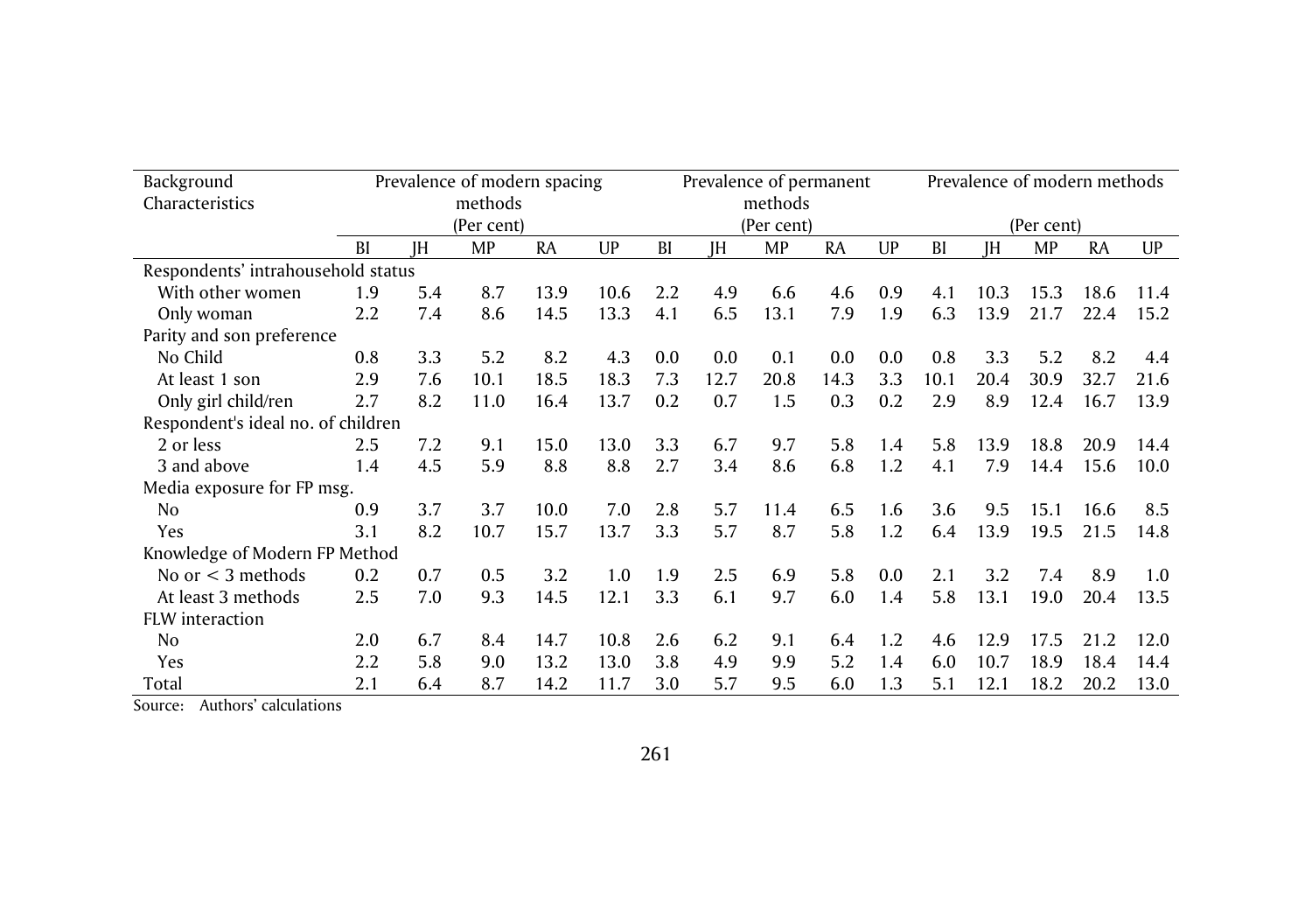| Background Characteristics | Prevalence of modern spacing methods (Per cent) | | | | | Prevalence of permanent methods (Per cent) | | | | | Prevalence of modern methods (Per cent) | | | | |
|---|---|---|---|---|---|---|---|---|---|---|---|---|---|---|---|
| | BI | JH | MP | RA | UP | BI | JH | MP | RA | UP | BI | JH | MP | RA | UP |
| Respondents' intrahousehold status | | | | | | | | | | | | | | | |
| With other women | 1.9 | 5.4 | 8.7 | 13.9 | 10.6 | 2.2 | 4.9 | 6.6 | 4.6 | 0.9 | 4.1 | 10.3 | 15.3 | 18.6 | 11.4 |
| Only woman | 2.2 | 7.4 | 8.6 | 14.5 | 13.3 | 4.1 | 6.5 | 13.1 | 7.9 | 1.9 | 6.3 | 13.9 | 21.7 | 22.4 | 15.2 |
| Parity and son preference | | | | | | | | | | | | | | | |
| No Child | 0.8 | 3.3 | 5.2 | 8.2 | 4.3 | 0.0 | 0.0 | 0.1 | 0.0 | 0.0 | 0.8 | 3.3 | 5.2 | 8.2 | 4.4 |
| At least 1 son | 2.9 | 7.6 | 10.1 | 18.5 | 18.3 | 7.3 | 12.7 | 20.8 | 14.3 | 3.3 | 10.1 | 20.4 | 30.9 | 32.7 | 21.6 |
| Only girl child/ren | 2.7 | 8.2 | 11.0 | 16.4 | 13.7 | 0.2 | 0.7 | 1.5 | 0.3 | 0.2 | 2.9 | 8.9 | 12.4 | 16.7 | 13.9 |
| Respondent's ideal no. of children | | | | | | | | | | | | | | | |
| 2 or less | 2.5 | 7.2 | 9.1 | 15.0 | 13.0 | 3.3 | 6.7 | 9.7 | 5.8 | 1.4 | 5.8 | 13.9 | 18.8 | 20.9 | 14.4 |
| 3 and above | 1.4 | 4.5 | 5.9 | 8.8 | 8.8 | 2.7 | 3.4 | 8.6 | 6.8 | 1.2 | 4.1 | 7.9 | 14.4 | 15.6 | 10.0 |
| Media exposure for FP msg. | | | | | | | | | | | | | | | |
| No | 0.9 | 3.7 | 3.7 | 10.0 | 7.0 | 2.8 | 5.7 | 11.4 | 6.5 | 1.6 | 3.6 | 9.5 | 15.1 | 16.6 | 8.5 |
| Yes | 3.1 | 8.2 | 10.7 | 15.7 | 13.7 | 3.3 | 5.7 | 8.7 | 5.8 | 1.2 | 6.4 | 13.9 | 19.5 | 21.5 | 14.8 |
| Knowledge of Modern FP Method | | | | | | | | | | | | | | | |
| No or < 3 methods | 0.2 | 0.7 | 0.5 | 3.2 | 1.0 | 1.9 | 2.5 | 6.9 | 5.8 | 0.0 | 2.1 | 3.2 | 7.4 | 8.9 | 1.0 |
| At least 3 methods | 2.5 | 7.0 | 9.3 | 14.5 | 12.1 | 3.3 | 6.1 | 9.7 | 6.0 | 1.4 | 5.8 | 13.1 | 19.0 | 20.4 | 13.5 |
| FLW interaction | | | | | | | | | | | | | | | |
| No | 2.0 | 6.7 | 8.4 | 14.7 | 10.8 | 2.6 | 6.2 | 9.1 | 6.4 | 1.2 | 4.6 | 12.9 | 17.5 | 21.2 | 12.0 |
| Yes | 2.2 | 5.8 | 9.0 | 13.2 | 13.0 | 3.8 | 4.9 | 9.9 | 5.2 | 1.4 | 6.0 | 10.7 | 18.9 | 18.4 | 14.4 |
| Total | 2.1 | 6.4 | 8.7 | 14.2 | 11.7 | 3.0 | 5.7 | 9.5 | 6.0 | 1.3 | 5.1 | 12.1 | 18.2 | 20.2 | 13.0 |

Source: Authors' calculations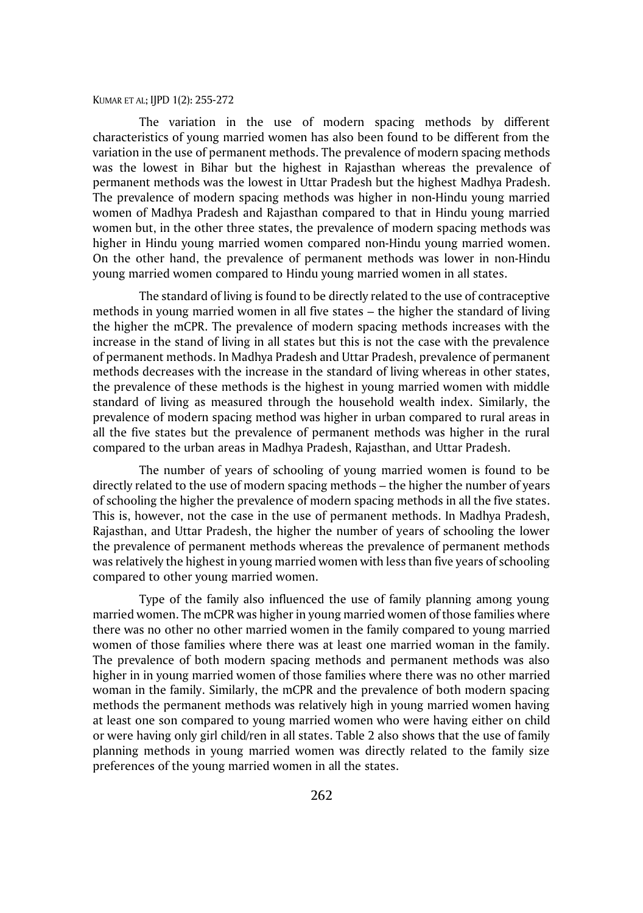The variation in the use of modern spacing methods by different characteristics of young married women has also been found to be different from the variation in the use of permanent methods. The prevalence of modern spacing methods was the lowest in Bihar but the highest in Rajasthan whereas the prevalence of permanent methods was the lowest in Uttar Pradesh but the highest Madhya Pradesh. The prevalence of modern spacing methods was higher in non-Hindu young married women of Madhya Pradesh and Rajasthan compared to that in Hindu young married women but, in the other three states, the prevalence of modern spacing methods was higher in Hindu young married women compared non-Hindu young married women. On the other hand, the prevalence of permanent methods was lower in non-Hindu young married women compared to Hindu young married women in all states.

The standard of living is found to be directly related to the use of contraceptive methods in young married women in all five states – the higher the standard of living the higher the mCPR. The prevalence of modern spacing methods increases with the increase in the stand of living in all states but this is not the case with the prevalence of permanent methods. In Madhya Pradesh and Uttar Pradesh, prevalence of permanent methods decreases with the increase in the standard of living whereas in other states, the prevalence of these methods is the highest in young married women with middle standard of living as measured through the household wealth index. Similarly, the prevalence of modern spacing method was higher in urban compared to rural areas in all the five states but the prevalence of permanent methods was higher in the rural compared to the urban areas in Madhya Pradesh, Rajasthan, and Uttar Pradesh.

The number of years of schooling of young married women is found to be directly related to the use of modern spacing methods – the higher the number of years of schooling the higher the prevalence of modern spacing methods in all the five states. This is, however, not the case in the use of permanent methods. In Madhya Pradesh, Rajasthan, and Uttar Pradesh, the higher the number of years of schooling the lower the prevalence of permanent methods whereas the prevalence of permanent methods was relatively the highest in young married women with less than five years of schooling compared to other young married women.

Type of the family also influenced the use of family planning among young married women. The mCPR was higher in young married women of those families where there was no other no other married women in the family compared to young married women of those families where there was at least one married woman in the family. The prevalence of both modern spacing methods and permanent methods was also higher in in young married women of those families where there was no other married woman in the family. Similarly, the mCPR and the prevalence of both modern spacing methods the permanent methods was relatively high in young married women having at least one son compared to young married women who were having either on child or were having only girl child/ren in all states. Table 2 also shows that the use of family planning methods in young married women was directly related to the family size preferences of the young married women in all the states.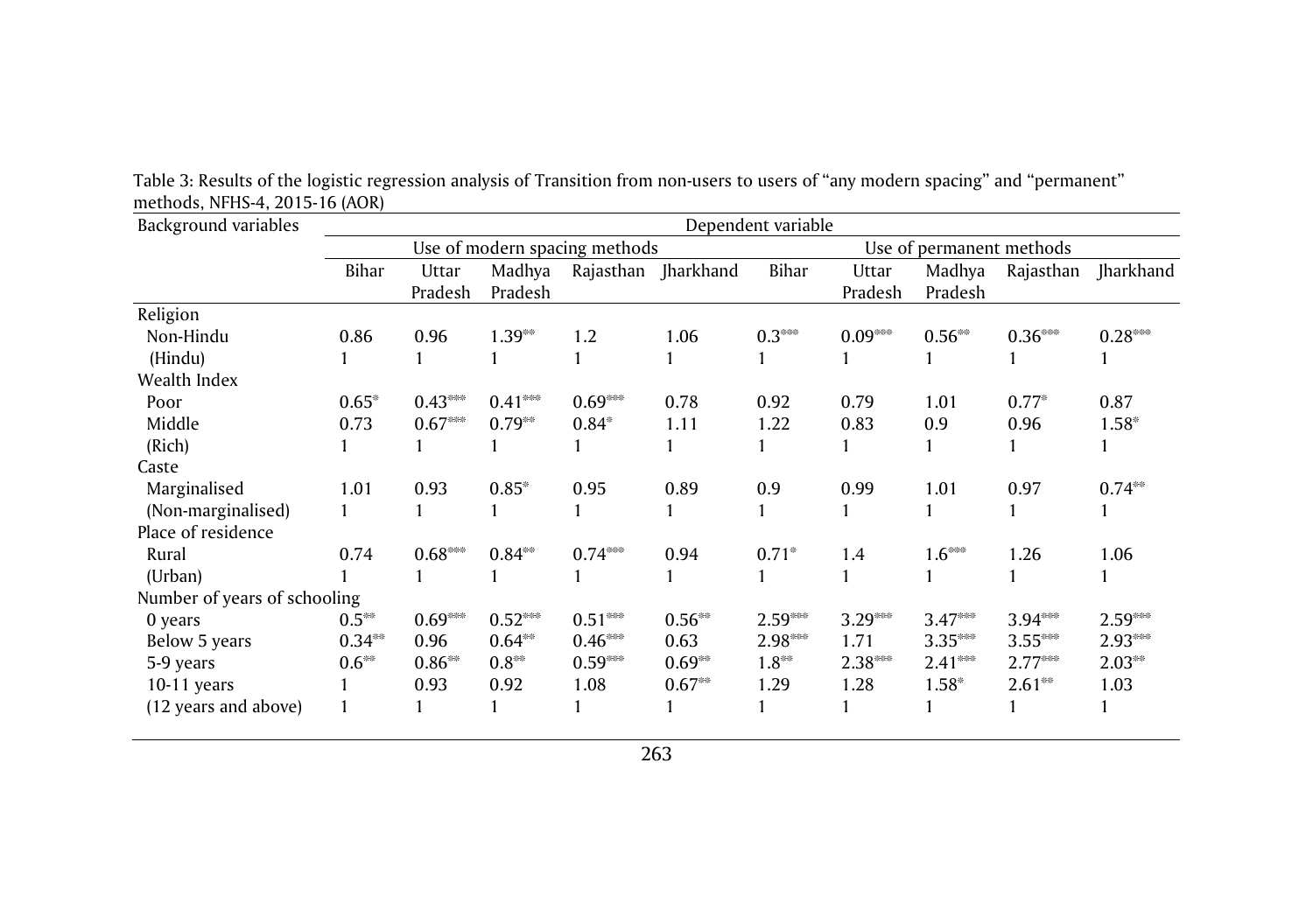Table 3: Results of the logistic regression analysis of Transition from non-users to users of "any modern spacing" and "permanent" methods, NFHS-4, 2015-16 (AOR)

| Background variables | Dependent variable | | | | | | | | | |
|---|---|---|---|---|---|---|---|---|---|---|
| | Use of modern spacing methods | | | | | Use of permanent methods | | | | |
| | Bihar | Uttar Pradesh | Madhya Pradesh | Rajasthan | Jharkhand | Bihar | Uttar Pradesh | Madhya Pradesh | Rajasthan | Jharkhand |
| Religion | | | | | | | | | | |
| Non-Hindu | 0.86 | 0.96 | 1.39** | 1.2 | 1.06 | 0.3*** | 0.09*** | 0.56** | 0.36*** | 0.28*** |
| (Hindu) | 1 | 1 | 1 | 1 | 1 | 1 | 1 | 1 | 1 | 1 |
| Wealth Index | | | | | | | | | | |
| Poor | 0.65* | 0.43*** | 0.41*** | 0.69*** | 0.78 | 0.92 | 0.79 | 1.01 | 0.77* | 0.87 |
| Middle | 0.73 | 0.67*** | 0.79** | 0.84* | 1.11 | 1.22 | 0.83 | 0.9 | 0.96 | 1.58* |
| (Rich) | 1 | 1 | 1 | 1 | 1 | 1 | 1 | 1 | 1 | 1 |
| Caste | | | | | | | | | | |
| Marginalised | 1.01 | 0.93 | 0.85* | 0.95 | 0.89 | 0.9 | 0.99 | 1.01 | 0.97 | 0.74** |
| (Non-marginalised) | 1 | 1 | 1 | 1 | 1 | 1 | 1 | 1 | 1 | 1 |
| Place of residence | | | | | | | | | | |
| Rural | 0.74 | 0.68*** | 0.84** | 0.74*** | 0.94 | 0.71* | 1.4 | 1.6*** | 1.26 | 1.06 |
| (Urban) | 1 | 1 | 1 | 1 | 1 | 1 | 1 | 1 | 1 | 1 |
| Number of years of schooling | | | | | | | | | | |
| 0 years | 0.5** | 0.69*** | 0.52*** | 0.51*** | 0.56** | 2.59*** | 3.29*** | 3.47*** | 3.94*** | 2.59*** |
| Below 5 years | 0.34** | 0.96 | 0.64** | 0.46*** | 0.63 | 2.98*** | 1.71 | 3.35*** | 3.55*** | 2.93*** |
| 5-9 years | 0.6** | 0.86** | 0.8** | 0.59*** | 0.69** | 1.8** | 2.38*** | 2.41*** | 2.77*** | 2.03** |
| 10-11 years | 1 | 0.93 | 0.92 | 1.08 | 0.67** | 1.29 | 1.28 | 1.58* | 2.61** | 1.03 |
| (12 years and above) | 1 | 1 | 1 | 1 | 1 | 1 | 1 | 1 | 1 | 1 |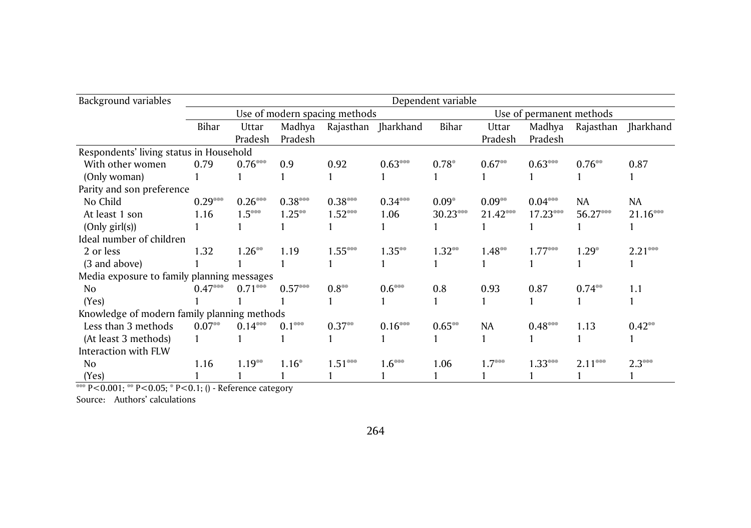| Background variables | Dependent variable | | | | | | | | | |
|---|---|---|---|---|---|---|---|---|---|---|
| | Use of modern spacing methods | | | | | Use of permanent methods | | | | |
| | Bihar | Uttar Pradesh | Madhya Pradesh | Rajasthan | Jharkhand | Bihar | Uttar Pradesh | Madhya Pradesh | Rajasthan | Jharkhand |
| Respondents' living status in Household | | | | | | | | | | |
| With other women | 0.79 | 0.76*** | 0.9 | 0.92 | 0.63*** | 0.78* | 0.67** | 0.63*** | 0.76** | 0.87 |
| (Only woman) | 1 | 1 | 1 | 1 | 1 | 1 | 1 | 1 | 1 | 1 |
| Parity and son preference | | | | | | | | | | |
| No Child | 0.29*** | 0.26*** | 0.38*** | 0.38*** | 0.34*** | 0.09* | 0.09** | 0.04*** | NA | NA |
| At least 1 son | 1.16 | 1.5*** | 1.25** | 1.52*** | 1.06 | 30.23*** | 21.42*** | 17.23*** | 56.27*** | 21.16*** |
| (Only girl(s)) | 1 | 1 | 1 | 1 | 1 | 1 | 1 | 1 | 1 | 1 |
| Ideal number of children | | | | | | | | | | |
| 2 or less | 1.32 | 1.26** | 1.19 | 1.55*** | 1.35** | 1.32** | 1.48** | 1.77*** | 1.29* | 2.21*** |
| (3 and above) | 1 | 1 | 1 | 1 | 1 | 1 | 1 | 1 | 1 | 1 |
| Media exposure to family planning messages | | | | | | | | | | |
| No | 0.47*** | 0.71*** | 0.57*** | 0.8** | 0.6*** | 0.8 | 0.93 | 0.87 | 0.74** | 1.1 |
| (Yes) | 1 | 1 | 1 | 1 | 1 | 1 | 1 | 1 | 1 | 1 |
| Knowledge of modern family planning methods | | | | | | | | | | |
| Less than 3 methods | 0.07** | 0.14*** | 0.1*** | 0.37** | 0.16*** | 0.65** | NA | 0.48*** | 1.13 | 0.42** |
| (At least 3 methods) | 1 | 1 | 1 | 1 | 1 | 1 | 1 | 1 | 1 | 1 |
| Interaction with FLW | | | | | | | | | | |
| No | 1.16 | 1.19** | 1.16* | 1.51*** | 1.6*** | 1.06 | 1.7*** | 1.33*** | 2.11*** | 2.3*** |
| (Yes) | 1 | 1 | 1 | 1 | 1 | 1 | 1 | 1 | 1 | 1 |

*** P<0.001; ** P<0.05; * P<0.1; () - Reference category

Source: Authors' calculations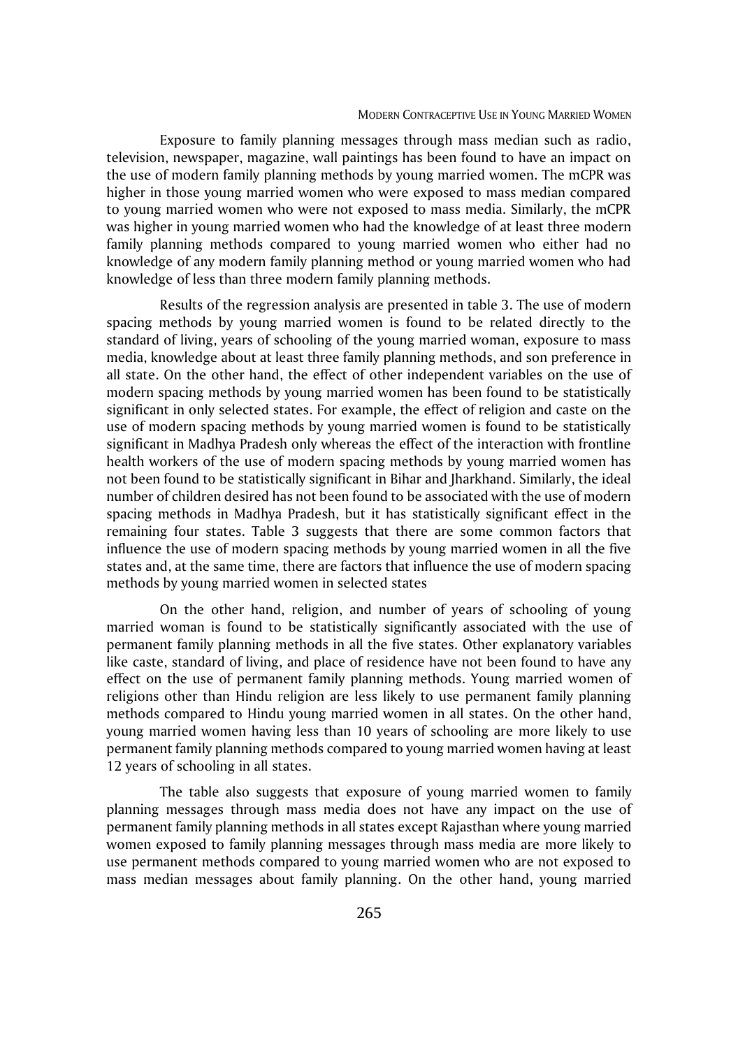Exposure to family planning messages through mass median such as radio, television, newspaper, magazine, wall paintings has been found to have an impact on the use of modern family planning methods by young married women. The mCPR was higher in those young married women who were exposed to mass median compared to young married women who were not exposed to mass media. Similarly, the mCPR was higher in young married women who had the knowledge of at least three modern family planning methods compared to young married women who either had no knowledge of any modern family planning method or young married women who had knowledge of less than three modern family planning methods.

Results of the regression analysis are presented in table 3. The use of modern spacing methods by young married women is found to be related directly to the standard of living, years of schooling of the young married woman, exposure to mass media, knowledge about at least three family planning methods, and son preference in all state. On the other hand, the effect of other independent variables on the use of modern spacing methods by young married women has been found to be statistically significant in only selected states. For example, the effect of religion and caste on the use of modern spacing methods by young married women is found to be statistically significant in Madhya Pradesh only whereas the effect of the interaction with frontline health workers of the use of modern spacing methods by young married women has not been found to be statistically significant in Bihar and Jharkhand. Similarly, the ideal number of children desired has not been found to be associated with the use of modern spacing methods in Madhya Pradesh, but it has statistically significant effect in the remaining four states. Table 3 suggests that there are some common factors that influence the use of modern spacing methods by young married women in all the five states and, at the same time, there are factors that influence the use of modern spacing methods by young married women in selected states

On the other hand, religion, and number of years of schooling of young married woman is found to be statistically significantly associated with the use of permanent family planning methods in all the five states. Other explanatory variables like caste, standard of living, and place of residence have not been found to have any effect on the use of permanent family planning methods. Young married women of religions other than Hindu religion are less likely to use permanent family planning methods compared to Hindu young married women in all states. On the other hand, young married women having less than 10 years of schooling are more likely to use permanent family planning methods compared to young married women having at least 12 years of schooling in all states.

The table also suggests that exposure of young married women to family planning messages through mass media does not have any impact on the use of permanent family planning methods in all states except Rajasthan where young married women exposed to family planning messages through mass media are more likely to use permanent methods compared to young married women who are not exposed to mass median messages about family planning. On the other hand, young married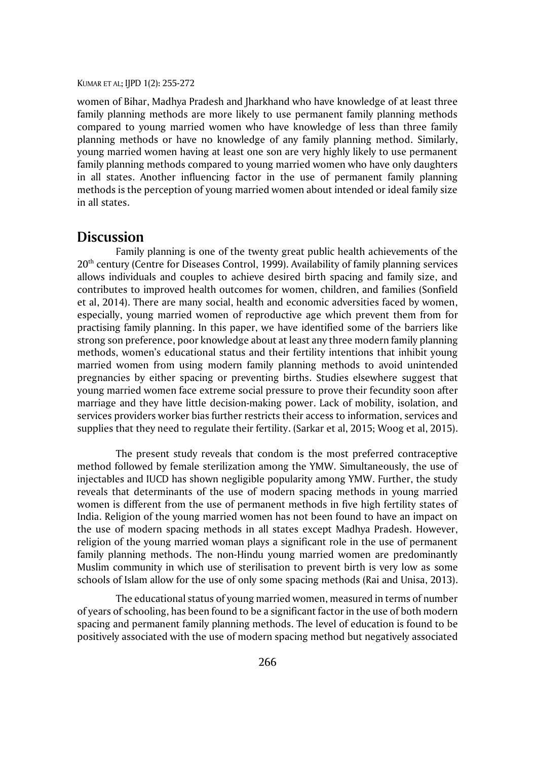women of Bihar, Madhya Pradesh and Jharkhand who have knowledge of at least three family planning methods are more likely to use permanent family planning methods compared to young married women who have knowledge of less than three family planning methods or have no knowledge of any family planning method. Similarly, young married women having at least one son are very highly likely to use permanent family planning methods compared to young married women who have only daughters in all states. Another influencing factor in the use of permanent family planning methods is the perception of young married women about intended or ideal family size in all states.

## Discussion

Family planning is one of the twenty great public health achievements of the 20th century (Centre for Diseases Control, 1999). Availability of family planning services allows individuals and couples to achieve desired birth spacing and family size, and contributes to improved health outcomes for women, children, and families (Sonfield et al, 2014). There are many social, health and economic adversities faced by women, especially, young married women of reproductive age which prevent them from for practising family planning. In this paper, we have identified some of the barriers like strong son preference, poor knowledge about at least any three modern family planning methods, women's educational status and their fertility intentions that inhibit young married women from using modern family planning methods to avoid unintended pregnancies by either spacing or preventing births. Studies elsewhere suggest that young married women face extreme social pressure to prove their fecundity soon after marriage and they have little decision-making power. Lack of mobility, isolation, and services providers worker bias further restricts their access to information, services and supplies that they need to regulate their fertility. (Sarkar et al, 2015; Woog et al, 2015).

The present study reveals that condom is the most preferred contraceptive method followed by female sterilization among the YMW. Simultaneously, the use of injectables and IUCD has shown negligible popularity among YMW. Further, the study reveals that determinants of the use of modern spacing methods in young married women is different from the use of permanent methods in five high fertility states of India. Religion of the young married women has not been found to have an impact on the use of modern spacing methods in all states except Madhya Pradesh. However, religion of the young married woman plays a significant role in the use of permanent family planning methods. The non-Hindu young married women are predominantly Muslim community in which use of sterilisation to prevent birth is very low as some schools of Islam allow for the use of only some spacing methods (Rai and Unisa, 2013).

The educational status of young married women, measured in terms of number of years of schooling, has been found to be a significant factor in the use of both modern spacing and permanent family planning methods. The level of education is found to be positively associated with the use of modern spacing method but negatively associated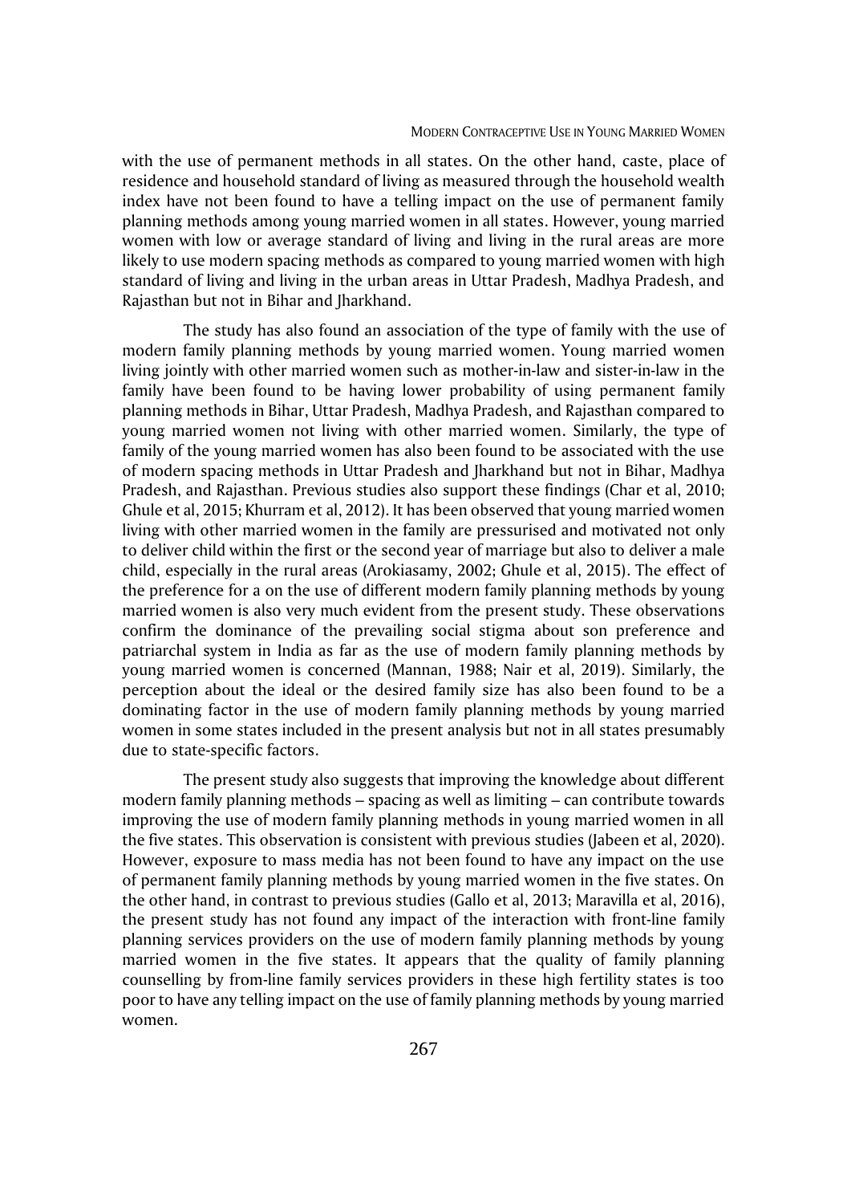with the use of permanent methods in all states. On the other hand, caste, place of residence and household standard of living as measured through the household wealth index have not been found to have a telling impact on the use of permanent family planning methods among young married women in all states. However, young married women with low or average standard of living and living in the rural areas are more likely to use modern spacing methods as compared to young married women with high standard of living and living in the urban areas in Uttar Pradesh, Madhya Pradesh, and Rajasthan but not in Bihar and Jharkhand.

The study has also found an association of the type of family with the use of modern family planning methods by young married women. Young married women living jointly with other married women such as mother-in-law and sister-in-law in the family have been found to be having lower probability of using permanent family planning methods in Bihar, Uttar Pradesh, Madhya Pradesh, and Rajasthan compared to young married women not living with other married women. Similarly, the type of family of the young married women has also been found to be associated with the use of modern spacing methods in Uttar Pradesh and Jharkhand but not in Bihar, Madhya Pradesh, and Rajasthan. Previous studies also support these findings (Char et al, 2010; Ghule et al, 2015; Khurram et al, 2012). It has been observed that young married women living with other married women in the family are pressurised and motivated not only to deliver child within the first or the second year of marriage but also to deliver a male child, especially in the rural areas (Arokiasamy, 2002; Ghule et al, 2015). The effect of the preference for a on the use of different modern family planning methods by young married women is also very much evident from the present study. These observations confirm the dominance of the prevailing social stigma about son preference and patriarchal system in India as far as the use of modern family planning methods by young married women is concerned (Mannan, 1988; Nair et al, 2019). Similarly, the perception about the ideal or the desired family size has also been found to be a dominating factor in the use of modern family planning methods by young married women in some states included in the present analysis but not in all states presumably due to state-specific factors.

The present study also suggests that improving the knowledge about different modern family planning methods – spacing as well as limiting – can contribute towards improving the use of modern family planning methods in young married women in all the five states. This observation is consistent with previous studies (Jabeen et al, 2020). However, exposure to mass media has not been found to have any impact on the use of permanent family planning methods by young married women in the five states. On the other hand, in contrast to previous studies (Gallo et al, 2013; Maravilla et al, 2016), the present study has not found any impact of the interaction with front-line family planning services providers on the use of modern family planning methods by young married women in the five states. It appears that the quality of family planning counselling by from-line family services providers in these high fertility states is too poor to have any telling impact on the use of family planning methods by young married women.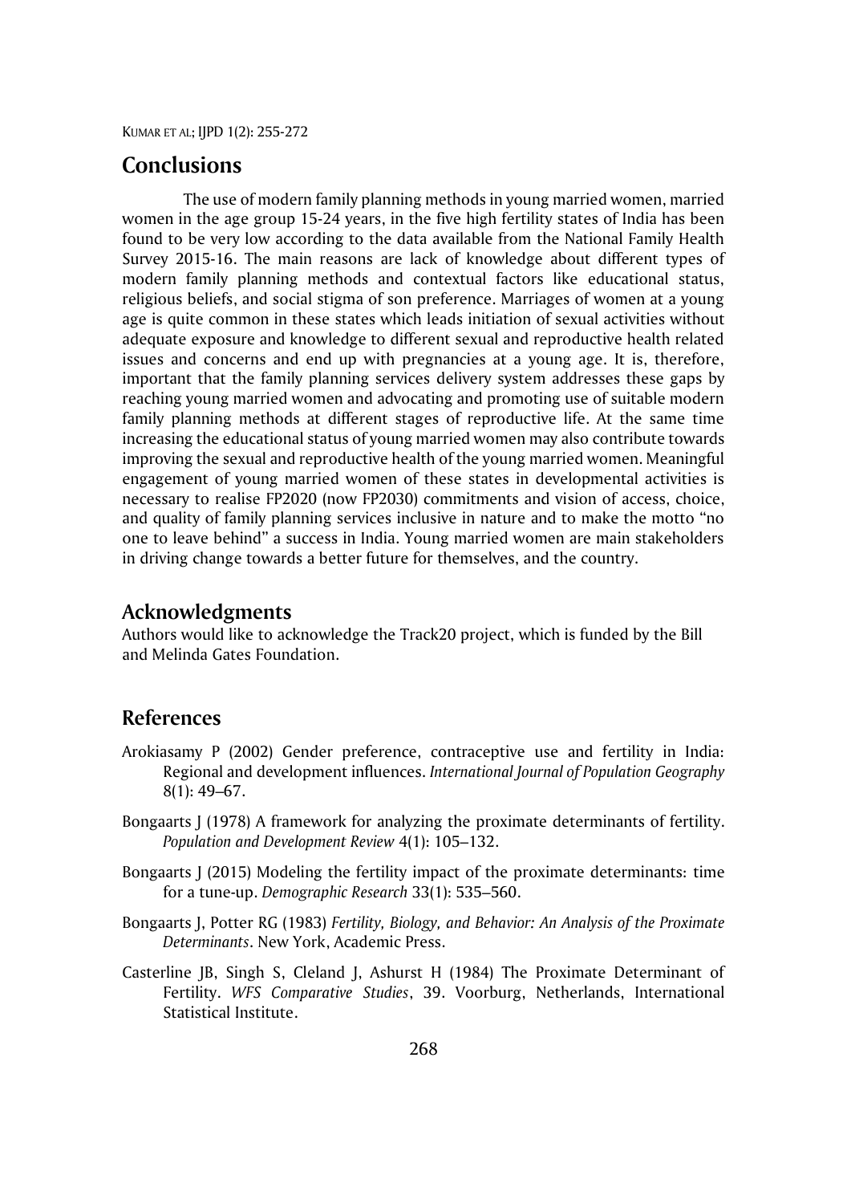## Conclusions

The use of modern family planning methods in young married women, married women in the age group 15-24 years, in the five high fertility states of India has been found to be very low according to the data available from the National Family Health Survey 2015-16. The main reasons are lack of knowledge about different types of modern family planning methods and contextual factors like educational status, religious beliefs, and social stigma of son preference. Marriages of women at a young age is quite common in these states which leads initiation of sexual activities without adequate exposure and knowledge to different sexual and reproductive health related issues and concerns and end up with pregnancies at a young age. It is, therefore, important that the family planning services delivery system addresses these gaps by reaching young married women and advocating and promoting use of suitable modern family planning methods at different stages of reproductive life. At the same time increasing the educational status of young married women may also contribute towards improving the sexual and reproductive health of the young married women. Meaningful engagement of young married women of these states in developmental activities is necessary to realise FP2020 (now FP2030) commitments and vision of access, choice, and quality of family planning services inclusive in nature and to make the motto "no one to leave behind" a success in India. Young married women are main stakeholders in driving change towards a better future for themselves, and the country.

## Acknowledgments

Authors would like to acknowledge the Track20 project, which is funded by the Bill and Melinda Gates Foundation.

## References

Arokiasamy P (2002) Gender preference, contraceptive use and fertility in India: Regional and development influences. *International Journal of Population Geography* 8(1): 49–67.

Bongaarts J (1978) A framework for analyzing the proximate determinants of fertility. *Population and Development Review* 4(1): 105–132.

Bongaarts J (2015) Modeling the fertility impact of the proximate determinants: time for a tune-up. *Demographic Research* 33(1): 535–560.

Bongaarts J, Potter RG (1983) *Fertility, Biology, and Behavior: An Analysis of the Proximate Determinants*. New York, Academic Press.

Casterline JB, Singh S, Cleland J, Ashurst H (1984) The Proximate Determinant of Fertility. *WFS Comparative Studies*, 39. Voorburg, Netherlands, International Statistical Institute.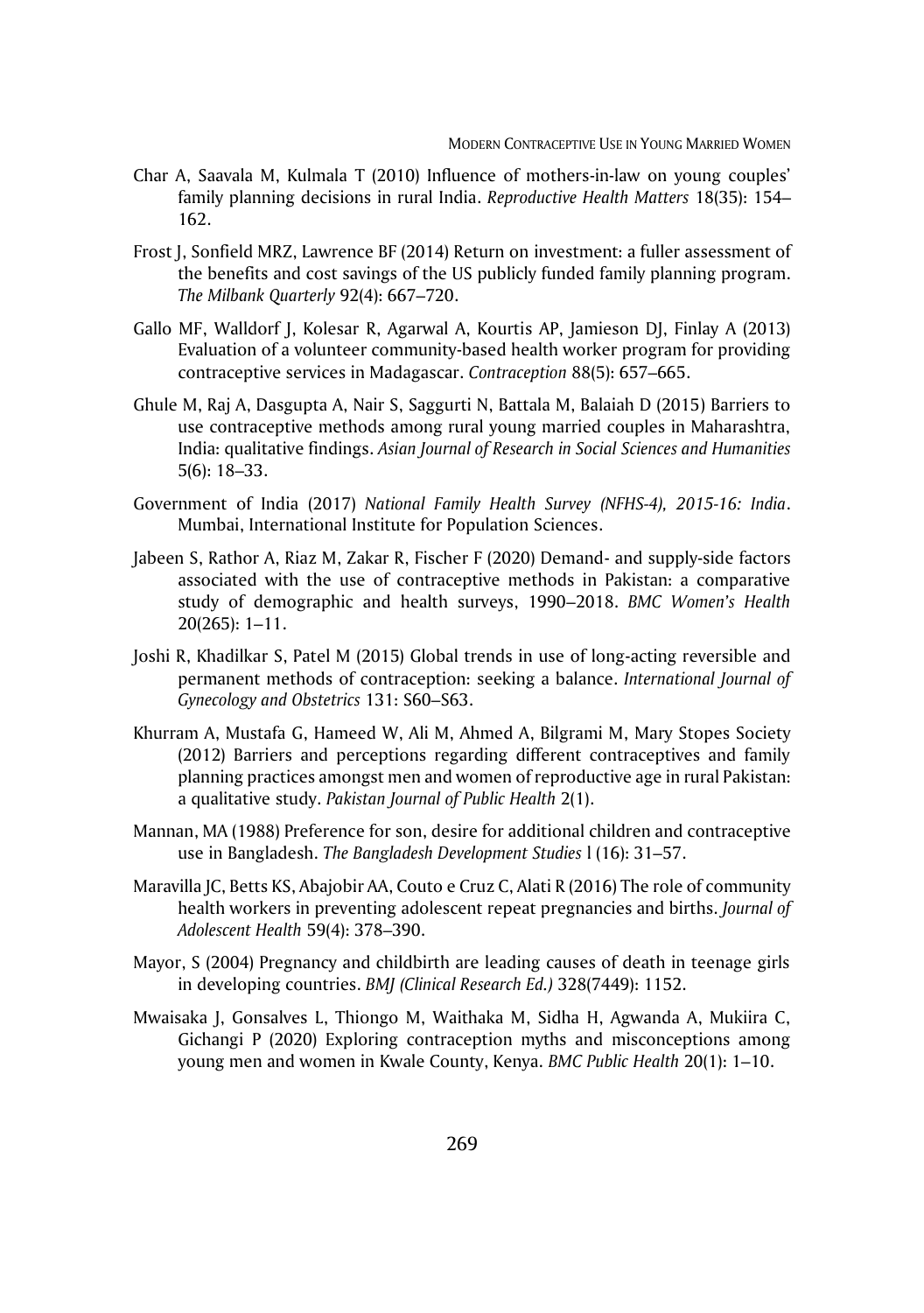Char A, Saavala M, Kulmala T (2010) Influence of mothers-in-law on young couples' family planning decisions in rural India. *Reproductive Health Matters* 18(35): 154–162.

Frost J, Sonfield MRZ, Lawrence BF (2014) Return on investment: a fuller assessment of the benefits and cost savings of the US publicly funded family planning program. *The Milbank Quarterly* 92(4): 667–720.

Gallo MF, Walldorf J, Kolesar R, Agarwal A, Kourtis AP, Jamieson DJ, Finlay A (2013) Evaluation of a volunteer community-based health worker program for providing contraceptive services in Madagascar. *Contraception* 88(5): 657–665.

Ghule M, Raj A, Dasgupta A, Nair S, Saggurti N, Battala M, Balaiah D (2015) Barriers to use contraceptive methods among rural young married couples in Maharashtra, India: qualitative findings. *Asian Journal of Research in Social Sciences and Humanities* 5(6): 18–33.

Government of India (2017) *National Family Health Survey (NFHS-4), 2015-16: India*. Mumbai, International Institute for Population Sciences.

Jabeen S, Rathor A, Riaz M, Zakar R, Fischer F (2020) Demand- and supply-side factors associated with the use of contraceptive methods in Pakistan: a comparative study of demographic and health surveys, 1990–2018. *BMC Women's Health* 20(265): 1–11.

Joshi R, Khadilkar S, Patel M (2015) Global trends in use of long-acting reversible and permanent methods of contraception: seeking a balance. *International Journal of Gynecology and Obstetrics* 131: S60–S63.

Khurram A, Mustafa G, Hameed W, Ali M, Ahmed A, Bilgrami M, Mary Stopes Society (2012) Barriers and perceptions regarding different contraceptives and family planning practices amongst men and women of reproductive age in rural Pakistan: a qualitative study. *Pakistan Journal of Public Health* 2(1).

Mannan, MA (1988) Preference for son, desire for additional children and contraceptive use in Bangladesh. *The Bangladesh Development Studies* l (16): 31–57.

Maravilla JC, Betts KS, Abajobir AA, Couto e Cruz C, Alati R (2016) The role of community health workers in preventing adolescent repeat pregnancies and births. *Journal of Adolescent Health* 59(4): 378–390.

Mayor, S (2004) Pregnancy and childbirth are leading causes of death in teenage girls in developing countries. *BMJ (Clinical Research Ed.)* 328(7449): 1152.

Mwaisaka J, Gonsalves L, Thiongo M, Waithaka M, Sidha H, Agwanda A, Mukiira C, Gichangi P (2020) Exploring contraception myths and misconceptions among young men and women in Kwale County, Kenya. *BMC Public Health* 20(1): 1–10.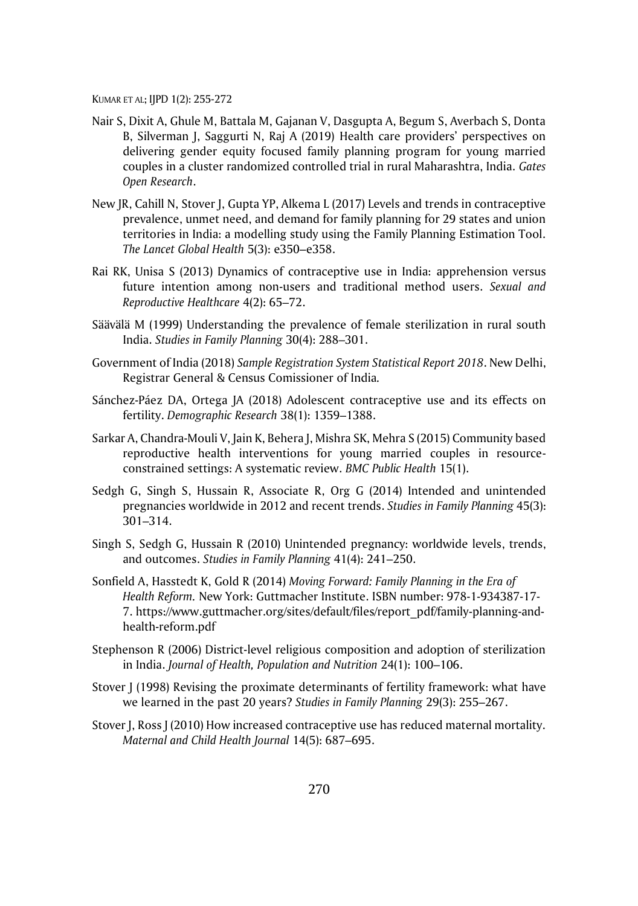Nair S, Dixit A, Ghule M, Battala M, Gajanan V, Dasgupta A, Begum S, Averbach S, Donta B, Silverman J, Saggurti N, Raj A (2019) Health care providers' perspectives on delivering gender equity focused family planning program for young married couples in a cluster randomized controlled trial in rural Maharashtra, India. *Gates Open Research*.

New JR, Cahill N, Stover J, Gupta YP, Alkema L (2017) Levels and trends in contraceptive prevalence, unmet need, and demand for family planning for 29 states and union territories in India: a modelling study using the Family Planning Estimation Tool. *The Lancet Global Health* 5(3): e350–e358.

Rai RK, Unisa S (2013) Dynamics of contraceptive use in India: apprehension versus future intention among non-users and traditional method users. *Sexual and Reproductive Healthcare* 4(2): 65–72.

Säävälä M (1999) Understanding the prevalence of female sterilization in rural south India. *Studies in Family Planning* 30(4): 288–301.

Government of India (2018) *Sample Registration System Statistical Report 2018*. New Delhi, Registrar General & Census Comissioner of India.

Sánchez-Páez DA, Ortega JA (2018) Adolescent contraceptive use and its effects on fertility. *Demographic Research* 38(1): 1359–1388.

Sarkar A, Chandra-Mouli V, Jain K, Behera J, Mishra SK, Mehra S (2015) Community based reproductive health interventions for young married couples in resource-constrained settings: A systematic review. *BMC Public Health* 15(1).

Sedgh G, Singh S, Hussain R, Associate R, Org G (2014) Intended and unintended pregnancies worldwide in 2012 and recent trends. *Studies in Family Planning* 45(3): 301–314.

Singh S, Sedgh G, Hussain R (2010) Unintended pregnancy: worldwide levels, trends, and outcomes. *Studies in Family Planning* 41(4): 241–250.

Sonfield A, Hasstedt K, Gold R (2014) *Moving Forward: Family Planning in the Era of Health Reform.* New York: Guttmacher Institute. ISBN number: 978-1-934387-17-7. https://www.guttmacher.org/sites/default/files/report_pdf/family-planning-and-health-reform.pdf

Stephenson R (2006) District-level religious composition and adoption of sterilization in India. *Journal of Health, Population and Nutrition* 24(1): 100–106.

Stover J (1998) Revising the proximate determinants of fertility framework: what have we learned in the past 20 years? *Studies in Family Planning* 29(3): 255–267.

Stover J, Ross J (2010) How increased contraceptive use has reduced maternal mortality. *Maternal and Child Health Journal* 14(5): 687–695.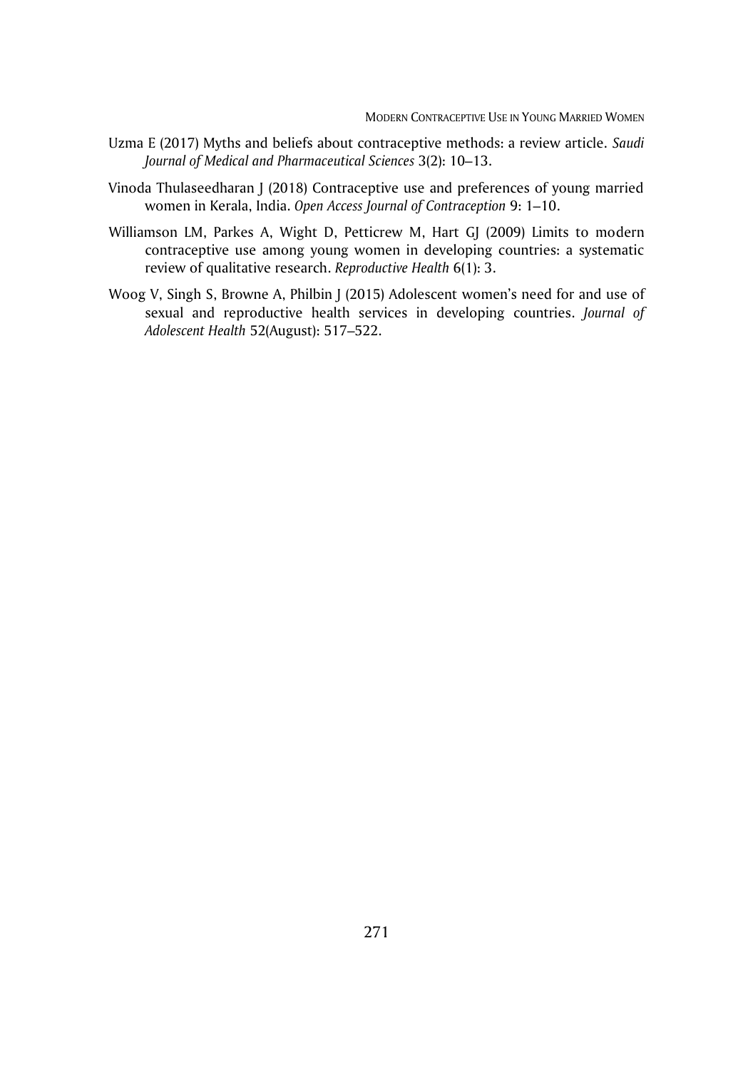Uzma E (2017) Myths and beliefs about contraceptive methods: a review article. *Saudi Journal of Medical and Pharmaceutical Sciences* 3(2): 10–13.

Vinoda Thulaseedharan J (2018) Contraceptive use and preferences of young married women in Kerala, India. *Open Access Journal of Contraception* 9: 1–10.

Williamson LM, Parkes A, Wight D, Petticrew M, Hart GJ (2009) Limits to modern contraceptive use among young women in developing countries: a systematic review of qualitative research. *Reproductive Health* 6(1): 3.

Woog V, Singh S, Browne A, Philbin J (2015) Adolescent women's need for and use of sexual and reproductive health services in developing countries. *Journal of Adolescent Health* 52(August): 517–522.